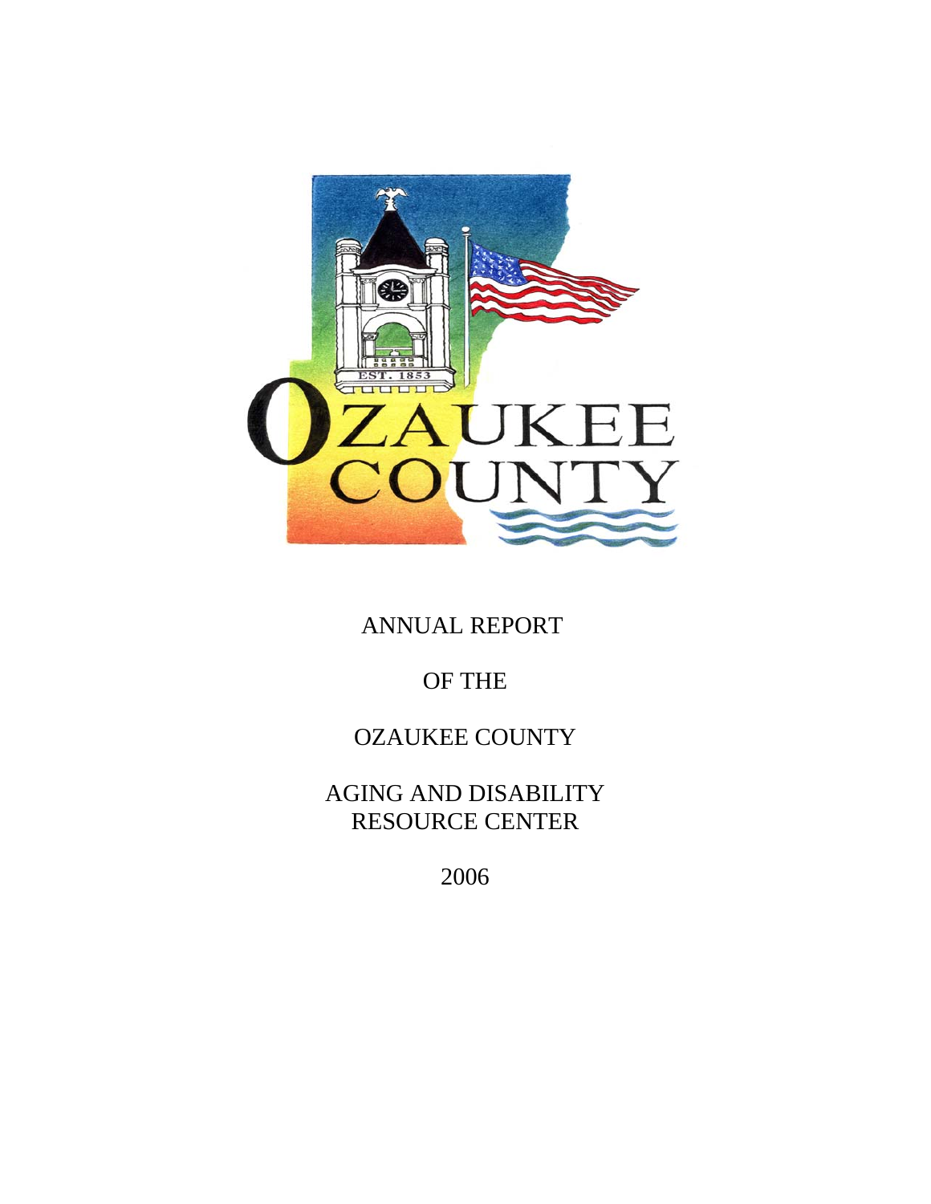ANNUAL REPORT

OF THE

OZAUKEE COUNTY

AGING AND DISABILITY RESOURCE CENTER

2006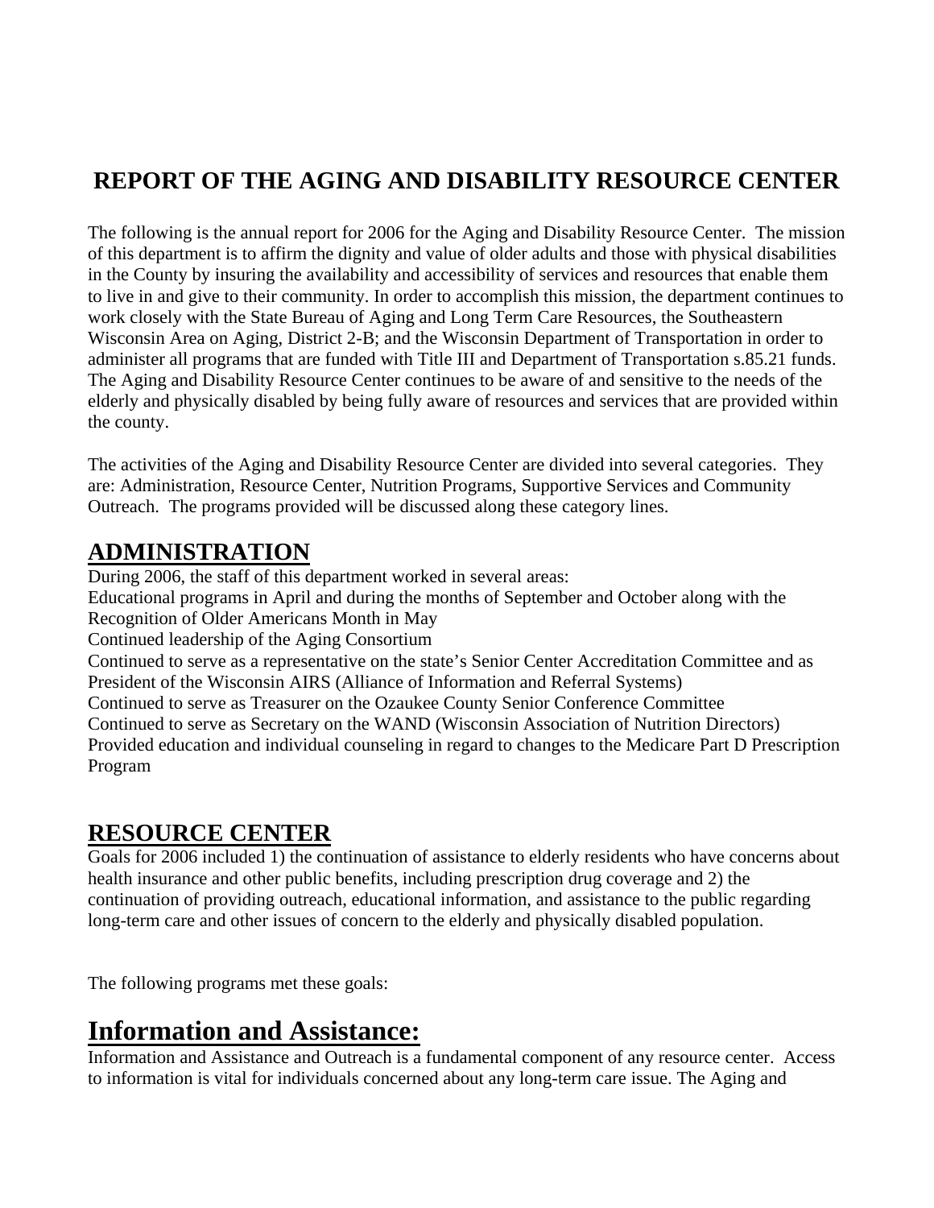# REPORT OF THE AGING AND DISABILITY RESOURCE CENTER

The following is the annual report for 2006 for the Aging and Disability Resource Center. The mission of this department is to affirm the dignity and value of older adults and those with physical disabilities in the County by insuring the availability and accessibility of services and resources that enable them to live in and give to their community. In order to accomplish this mission, the department continues to work closely with the State Bureau of Aging and Long Term Care Resources, the Southeastern Wisconsin Area on Aging, District 2-B; and the Wisconsin Department of Transportation in order to administer all programs that are funded with Title III and Department of Transportation s.85.21 funds. The Aging and Disability Resource Center continues to be aware of and sensitive to the needs of the elderly and physically disabled by being fully aware of resources and services that are provided within the county.

The activities of the Aging and Disability Resource Center are divided into several categories. They are: Administration, Resource Center, Nutrition Programs, Supportive Services and Community Outreach. The programs provided will be discussed along these category lines.

## ADMINISTRATION

During 2006, the staff of this department worked in several areas:

Educational programs in April and during the months of September and October along with the Recognition of Older Americans Month in May

Continued leadership of the Aging Consortium

Continued to serve as a representative on the state's Senior Center Accreditation Committee and as President of the Wisconsin AIRS (Alliance of Information and Referral Systems)

Continued to serve as Treasurer on the Ozaukee County Senior Conference Committee

Continued to serve as Secretary on the WAND (Wisconsin Association of Nutrition Directors)

Provided education and individual counseling in regard to changes to the Medicare Part D Prescription Program

## RESOURCE CENTER

Goals for 2006 included 1) the continuation of assistance to elderly residents who have concerns about health insurance and other public benefits, including prescription drug coverage and 2) the continuation of providing outreach, educational information, and assistance to the public regarding long-term care and other issues of concern to the elderly and physically disabled population.

The following programs met these goals:

# Information and Assistance:

Information and Assistance and Outreach is a fundamental component of any resource center. Access to information is vital for individuals concerned about any long-term care issue. The Aging and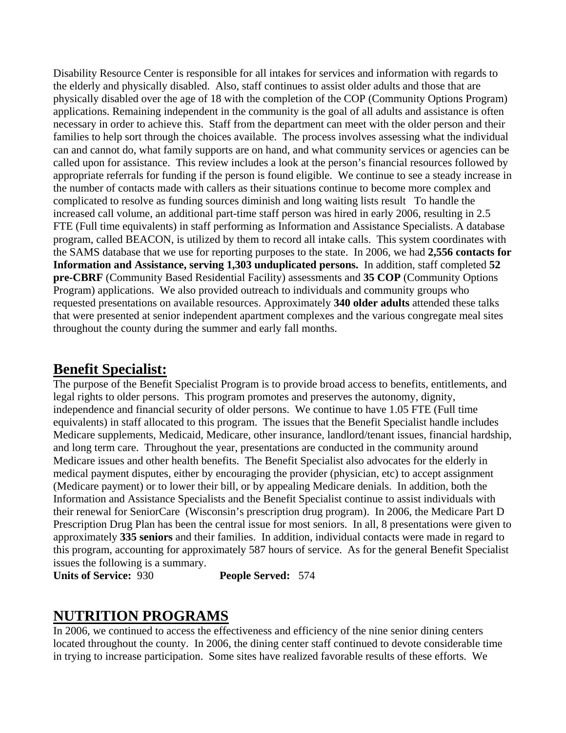Disability Resource Center is responsible for all intakes for services and information with regards to the elderly and physically disabled. Also, staff continues to assist older adults and those that are physically disabled over the age of 18 with the completion of the COP (Community Options Program) applications. Remaining independent in the community is the goal of all adults and assistance is often necessary in order to achieve this. Staff from the department can meet with the older person and their families to help sort through the choices available. The process involves assessing what the individual can and cannot do, what family supports are on hand, and what community services or agencies can be called upon for assistance. This review includes a look at the person's financial resources followed by appropriate referrals for funding if the person is found eligible. We continue to see a steady increase in the number of contacts made with callers as their situations continue to become more complex and complicated to resolve as funding sources diminish and long waiting lists result To handle the increased call volume, an additional part-time staff person was hired in early 2006, resulting in 2.5 FTE (Full time equivalents) in staff performing as Information and Assistance Specialists. A database program, called BEACON, is utilized by them to record all intake calls. This system coordinates with the SAMS database that we use for reporting purposes to the state. In 2006, we had **2,556 contacts for Information and Assistance, serving 1,303 unduplicated persons.** In addition, staff completed **52 pre-CBRF** (Community Based Residential Facility) assessments and **35 COP** (Community Options Program) applications. We also provided outreach to individuals and community groups who requested presentations on available resources. Approximately **340 older adults** attended these talks that were presented at senior independent apartment complexes and the various congregate meal sites throughout the county during the summer and early fall months.

## Benefit Specialist:

The purpose of the Benefit Specialist Program is to provide broad access to benefits, entitlements, and legal rights to older persons. This program promotes and preserves the autonomy, dignity, independence and financial security of older persons. We continue to have 1.05 FTE (Full time equivalents) in staff allocated to this program. The issues that the Benefit Specialist handle includes Medicare supplements, Medicaid, Medicare, other insurance, landlord/tenant issues, financial hardship, and long term care. Throughout the year, presentations are conducted in the community around Medicare issues and other health benefits. The Benefit Specialist also advocates for the elderly in medical payment disputes, either by encouraging the provider (physician, etc) to accept assignment (Medicare payment) or to lower their bill, or by appealing Medicare denials. In addition, both the Information and Assistance Specialists and the Benefit Specialist continue to assist individuals with their renewal for SeniorCare (Wisconsin's prescription drug program). In 2006, the Medicare Part D Prescription Drug Plan has been the central issue for most seniors. In all, 8 presentations were given to approximately **335 seniors** and their families. In addition, individual contacts were made in regard to this program, accounting for approximately 587 hours of service. As for the general Benefit Specialist issues the following is a summary.

**Units of Service:** 930 **People Served:** 574

# NUTRITION PROGRAMS

In 2006, we continued to access the effectiveness and efficiency of the nine senior dining centers located throughout the county. In 2006, the dining center staff continued to devote considerable time in trying to increase participation. Some sites have realized favorable results of these efforts. We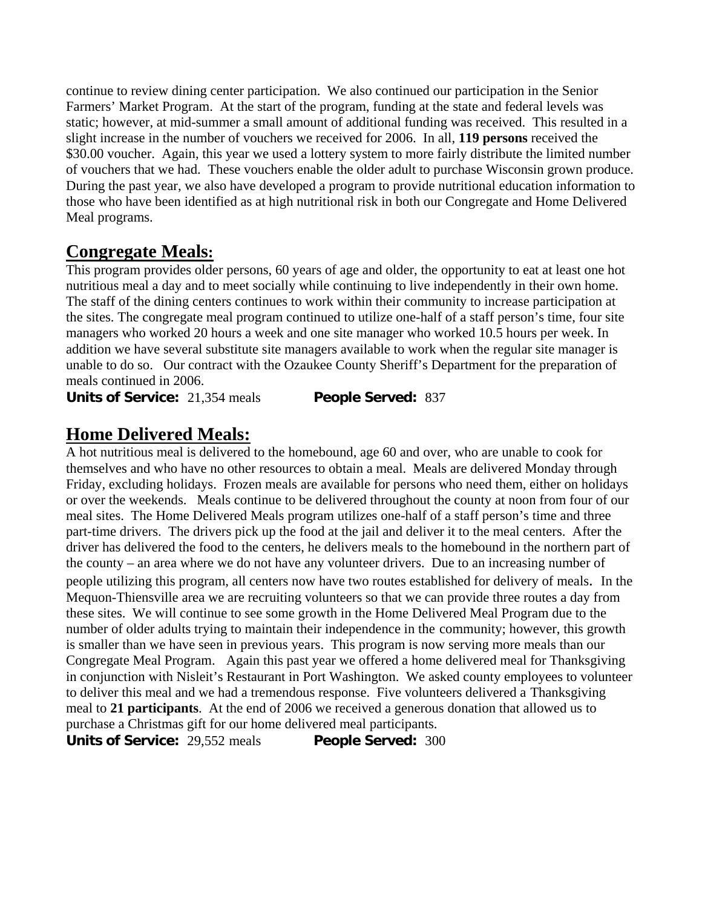continue to review dining center participation. We also continued our participation in the Senior Farmers' Market Program. At the start of the program, funding at the state and federal levels was static; however, at mid-summer a small amount of additional funding was received. This resulted in a slight increase in the number of vouchers we received for 2006. In all, **119 persons** received the $30.00 voucher. Again, this year we used a lottery system to more fairly distribute the limited number of vouchers that we had. These vouchers enable the older adult to purchase Wisconsin grown produce. During the past year, we also have developed a program to provide nutritional education information to those who have been identified as at high nutritional risk in both our Congregate and Home Delivered Meal programs.

## Congregate Meals:

This program provides older persons, 60 years of age and older, the opportunity to eat at least one hot nutritious meal a day and to meet socially while continuing to live independently in their own home. The staff of the dining centers continues to work within their community to increase participation at the sites. The congregate meal program continued to utilize one-half of a staff person's time, four site managers who worked 20 hours a week and one site manager who worked 10.5 hours per week. In addition we have several substitute site managers available to work when the regular site manager is unable to do so. Our contract with the Ozaukee County Sheriff's Department for the preparation of meals continued in 2006.

**Units of Service:** 21,354 meals **People Served:** 837

## Home Delivered Meals:

A hot nutritious meal is delivered to the homebound, age 60 and over, who are unable to cook for themselves and who have no other resources to obtain a meal. Meals are delivered Monday through Friday, excluding holidays. Frozen meals are available for persons who need them, either on holidays or over the weekends. Meals continue to be delivered throughout the county at noon from four of our meal sites. The Home Delivered Meals program utilizes one-half of a staff person's time and three part-time drivers. The drivers pick up the food at the jail and deliver it to the meal centers. After the driver has delivered the food to the centers, he delivers meals to the homebound in the northern part of the county – an area where we do not have any volunteer drivers. Due to an increasing number of people utilizing this program, all centers now have two routes established for delivery of meals. In the Mequon-Thiensville area we are recruiting volunteers so that we can provide three routes a day from these sites. We will continue to see some growth in the Home Delivered Meal Program due to the number of older adults trying to maintain their independence in the community; however, this growth is smaller than we have seen in previous years. This program is now serving more meals than our Congregate Meal Program. Again this past year we offered a home delivered meal for Thanksgiving in conjunction with Nisleit's Restaurant in Port Washington. We asked county employees to volunteer to deliver this meal and we had a tremendous response. Five volunteers delivered a Thanksgiving meal to **21 participants**. At the end of 2006 we received a generous donation that allowed us to purchase a Christmas gift for our home delivered meal participants.

**Units of Service:** 29,552 meals **People Served:** 300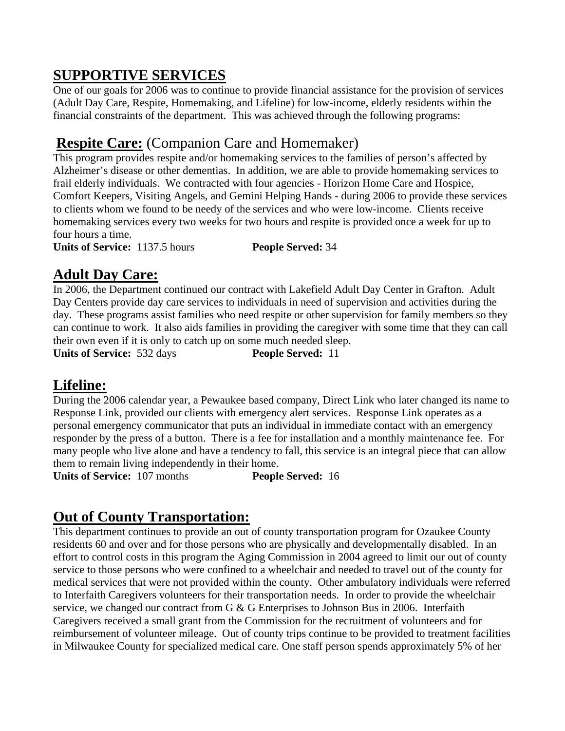## SUPPORTIVE SERVICES

One of our goals for 2006 was to continue to provide financial assistance for the provision of services (Adult Day Care, Respite, Homemaking, and Lifeline) for low-income, elderly residents within the financial constraints of the department. This was achieved through the following programs:

### Respite Care: (Companion Care and Homemaker)

This program provides respite and/or homemaking services to the families of person's affected by Alzheimer's disease or other dementias. In addition, we are able to provide homemaking services to frail elderly individuals. We contracted with four agencies - Horizon Home Care and Hospice, Comfort Keepers, Visiting Angels, and Gemini Helping Hands - during 2006 to provide these services to clients whom we found to be needy of the services and who were low-income. Clients receive homemaking services every two weeks for two hours and respite is provided once a week for up to four hours a time.

**Units of Service:** 1137.5 hours **People Served:** 34

### Adult Day Care:

In 2006, the Department continued our contract with Lakefield Adult Day Center in Grafton. Adult Day Centers provide day care services to individuals in need of supervision and activities during the day. These programs assist families who need respite or other supervision for family members so they can continue to work. It also aids families in providing the caregiver with some time that they can call their own even if it is only to catch up on some much needed sleep.

**Units of Service:** 532 days **People Served:** 11

### Lifeline:

During the 2006 calendar year, a Pewaukee based company, Direct Link who later changed its name to Response Link, provided our clients with emergency alert services. Response Link operates as a personal emergency communicator that puts an individual in immediate contact with an emergency responder by the press of a button. There is a fee for installation and a monthly maintenance fee. For many people who live alone and have a tendency to fall, this service is an integral piece that can allow them to remain living independently in their home.

**Units of Service:** 107 months **People Served:** 16

### Out of County Transportation:

This department continues to provide an out of county transportation program for Ozaukee County residents 60 and over and for those persons who are physically and developmentally disabled. In an effort to control costs in this program the Aging Commission in 2004 agreed to limit our out of county service to those persons who were confined to a wheelchair and needed to travel out of the county for medical services that were not provided within the county. Other ambulatory individuals were referred to Interfaith Caregivers volunteers for their transportation needs. In order to provide the wheelchair service, we changed our contract from G & G Enterprises to Johnson Bus in 2006. Interfaith Caregivers received a small grant from the Commission for the recruitment of volunteers and for reimbursement of volunteer mileage. Out of county trips continue to be provided to treatment facilities in Milwaukee County for specialized medical care. One staff person spends approximately 5% of her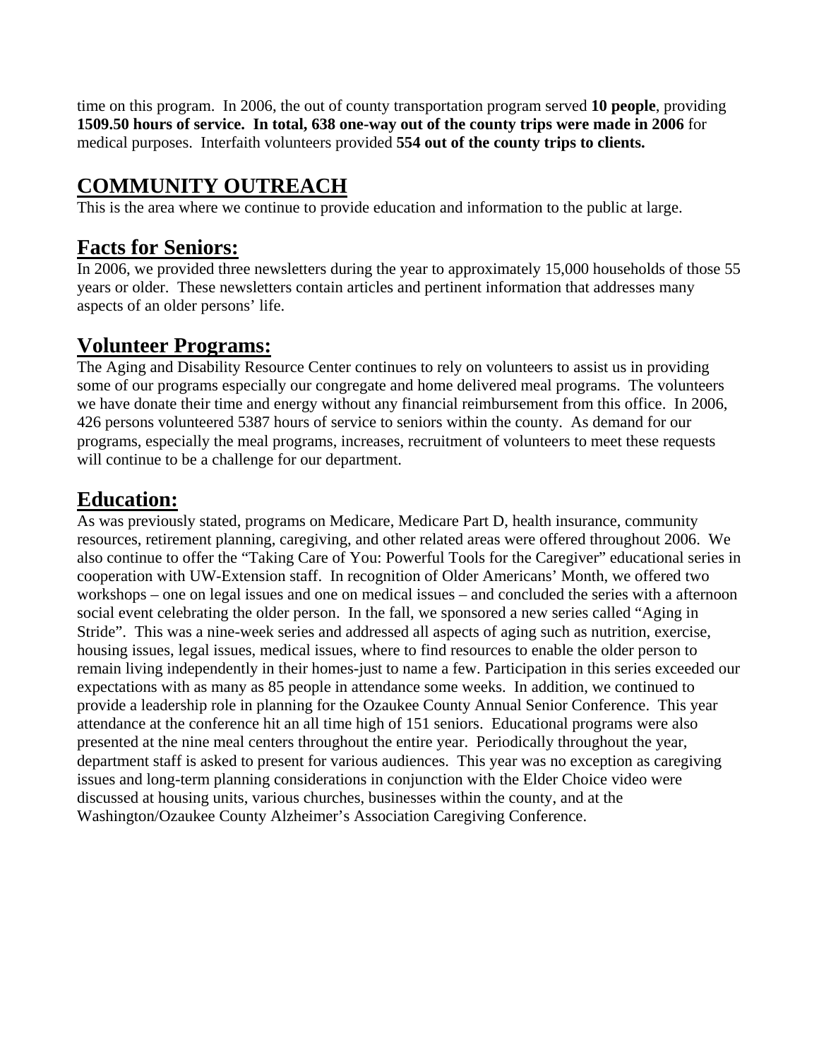time on this program. In 2006, the out of county transportation program served **10 people**, providing **1509.50 hours of service. In total, 638 one-way out of the county trips were made in 2006** for medical purposes. Interfaith volunteers provided **554 out of the county trips to clients.**

## COMMUNITY OUTREACH

This is the area where we continue to provide education and information to the public at large.

### Facts for Seniors:

In 2006, we provided three newsletters during the year to approximately 15,000 households of those 55 years or older. These newsletters contain articles and pertinent information that addresses many aspects of an older persons' life.

### Volunteer Programs:

The Aging and Disability Resource Center continues to rely on volunteers to assist us in providing some of our programs especially our congregate and home delivered meal programs. The volunteers we have donate their time and energy without any financial reimbursement from this office. In 2006, 426 persons volunteered 5387 hours of service to seniors within the county. As demand for our programs, especially the meal programs, increases, recruitment of volunteers to meet these requests will continue to be a challenge for our department.

### Education:

As was previously stated, programs on Medicare, Medicare Part D, health insurance, community resources, retirement planning, caregiving, and other related areas were offered throughout 2006. We also continue to offer the "Taking Care of You: Powerful Tools for the Caregiver" educational series in cooperation with UW-Extension staff. In recognition of Older Americans' Month, we offered two workshops – one on legal issues and one on medical issues – and concluded the series with a afternoon social event celebrating the older person. In the fall, we sponsored a new series called "Aging in Stride". This was a nine-week series and addressed all aspects of aging such as nutrition, exercise, housing issues, legal issues, medical issues, where to find resources to enable the older person to remain living independently in their homes-just to name a few. Participation in this series exceeded our expectations with as many as 85 people in attendance some weeks. In addition, we continued to provide a leadership role in planning for the Ozaukee County Annual Senior Conference. This year attendance at the conference hit an all time high of 151 seniors. Educational programs were also presented at the nine meal centers throughout the entire year. Periodically throughout the year, department staff is asked to present for various audiences. This year was no exception as caregiving issues and long-term planning considerations in conjunction with the Elder Choice video were discussed at housing units, various churches, businesses within the county, and at the Washington/Ozaukee County Alzheimer's Association Caregiving Conference.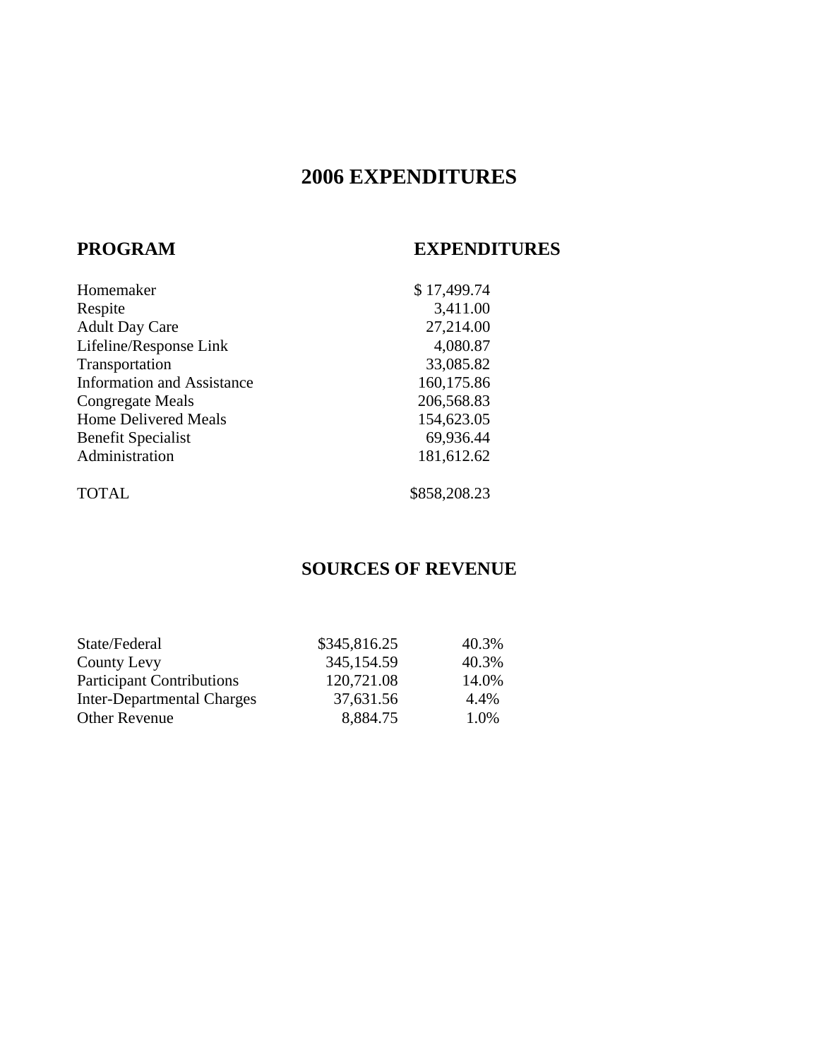# 2006 EXPENDITURES

| PROGRAM | EXPENDITURES |
| --- | --- |
| Homemaker | $ 17,499.74 |
| Respite | 3,411.00 |
| Adult Day Care | 27,214.00 |
| Lifeline/Response Link | 4,080.87 |
| Transportation | 33,085.82 |
| Information and Assistance | 160,175.86 |
| Congregate Meals | 206,568.83 |
| Home Delivered Meals | 154,623.05 |
| Benefit Specialist | 69,936.44 |
| Administration | 181,612.62 |
| TOTAL | $858,208.23 |

# SOURCES OF REVENUE

| | | |
| --- | --- | --- |
| State/Federal | $345,816.25 | 40.3% |
| County Levy | 345,154.59 | 40.3% |
| Participant Contributions | 120,721.08 | 14.0% |
| Inter-Departmental Charges | 37,631.56 | 4.4% |
| Other Revenue | 8,884.75 | 1.0% |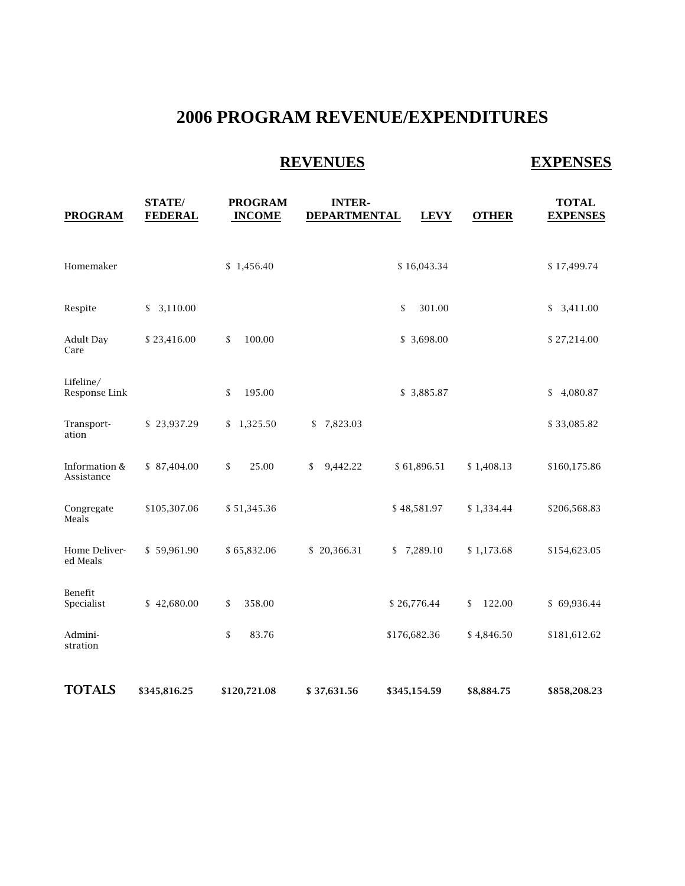# 2006 PROGRAM REVENUE/EXPENDITURES

| PROGRAM | STATE/ FEDERAL | PROGRAM INCOME | INTER-DEPARTMENTAL | LEVY | OTHER | TOTAL EXPENSES |
|---|---|---|---|---|---|---|
| | **REVENUES** | | | | | **EXPENSES** |
| Homemaker | | $ 1,456.40 | | $ 16,043.34 | | $ 17,499.74 |
| Respite | $ 3,110.00 | | | $ 301.00 | | $ 3,411.00 |
| Adult Day Care | $ 23,416.00 | $ 100.00 | | $ 3,698.00 | | $ 27,214.00 |
| Lifeline/ Response Link | | $ 195.00 | | $ 3,885.87 | | $ 4,080.87 |
| Transport-ation | $ 23,937.29 | $ 1,325.50 | $ 7,823.03 | | | $ 33,085.82 |
| Information & Assistance | $ 87,404.00 | $ 25.00 | $ 9,442.22 | $ 61,896.51 | $ 1,408.13 | $160,175.86 |
| Congregate Meals | $105,307.06 | $ 51,345.36 | | $ 48,581.97 | $ 1,334.44 | $206,568.83 |
| Home Deliver-ed Meals | $ 59,961.90 | $ 65,832.06 | $ 20,366.31 | $ 7,289.10 | $ 1,173.68 | $154,623.05 |
| Benefit Specialist | $ 42,680.00 | $ 358.00 | | $ 26,776.44 | $ 122.00 | $ 69,936.44 |
| Admini-stration | | $ 83.76 | | $176,682.36 | $ 4,846.50 | $181,612.62 |
| **TOTALS** | **$345,816.25** | **$120,721.08** | **$ 37,631.56** | **$345,154.59** | **$8,884.75** | **$858,208.23** |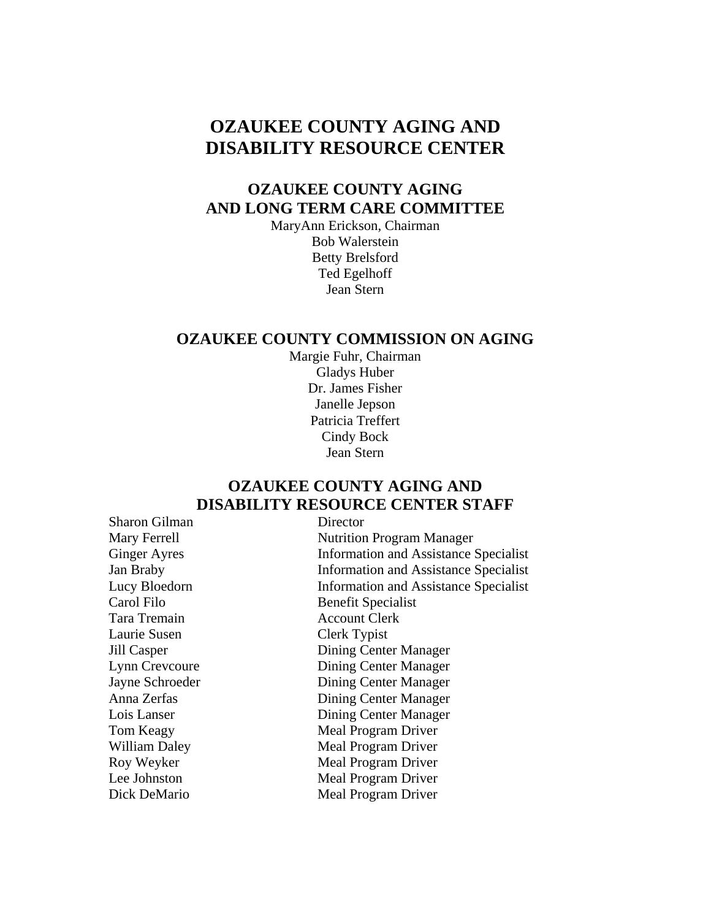# OZAUKEE COUNTY AGING AND DISABILITY RESOURCE CENTER

## OZAUKEE COUNTY AGING AND LONG TERM CARE COMMITTEE

MaryAnn Erickson, Chairman
Bob Walerstein
Betty Brelsford
Ted Egelhoff
Jean Stern

## OZAUKEE COUNTY COMMISSION ON AGING

Margie Fuhr, Chairman
Gladys Huber
Dr. James Fisher
Janelle Jepson
Patricia Treffert
Cindy Bock
Jean Stern

## OZAUKEE COUNTY AGING AND DISABILITY RESOURCE CENTER STAFF

| | |
|---|---|
| Sharon Gilman | Director |
| Mary Ferrell | Nutrition Program Manager |
| Ginger Ayres | Information and Assistance Specialist |
| Jan Braby | Information and Assistance Specialist |
| Lucy Bloedorn | Information and Assistance Specialist |
| Carol Filo | Benefit Specialist |
| Tara Tremain | Account Clerk |
| Laurie Susen | Clerk Typist |
| Jill Casper | Dining Center Manager |
| Lynn Crevcoure | Dining Center Manager |
| Jayne Schroeder | Dining Center Manager |
| Anna Zerfas | Dining Center Manager |
| Lois Lanser | Dining Center Manager |
| Tom Keagy | Meal Program Driver |
| William Daley | Meal Program Driver |
| Roy Weyker | Meal Program Driver |
| Lee Johnston | Meal Program Driver |
| Dick DeMario | Meal Program Driver |